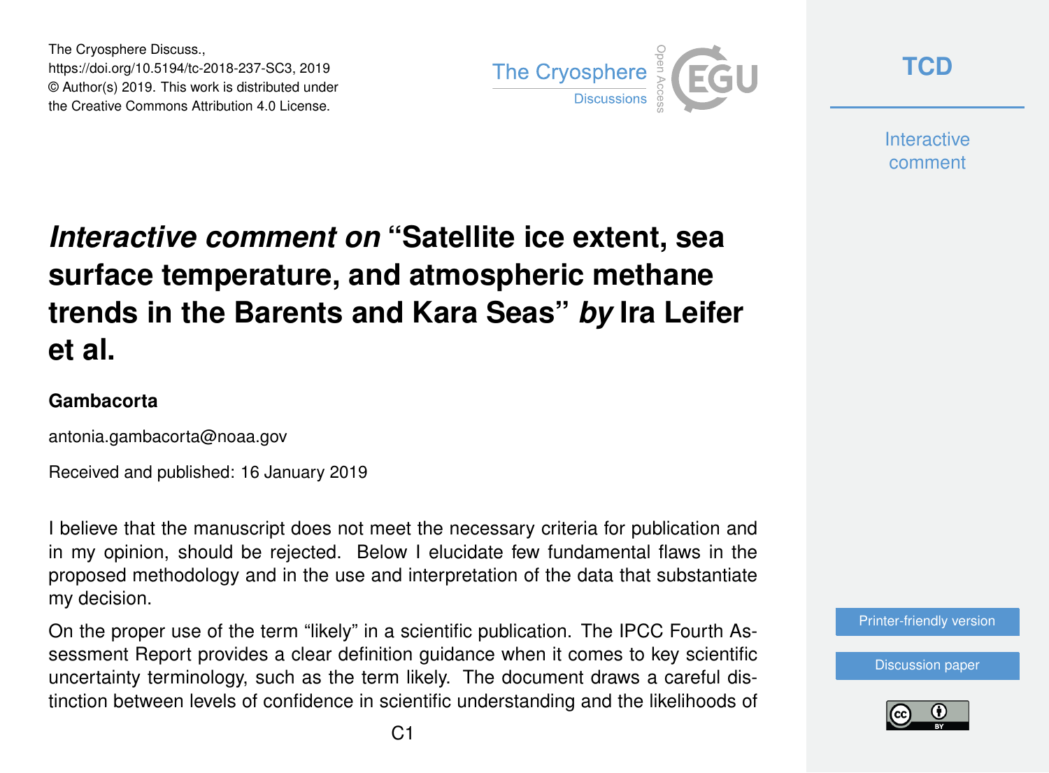# *Interactive comment on* "Satellite ice extent, sea surface temperature, and atmospheric methane trends in the Barents and Kara Seas" *by* Ira Leifer et al.

**Gambacorta**

antonia.gambacorta@noaa.gov

Received and published: 16 January 2019

I believe that the manuscript does not meet the necessary criteria for publication and in my opinion, should be rejected. Below I elucidate few fundamental flaws in the proposed methodology and in the use and interpretation of the data that substantiate my decision.

On the proper use of the term "likely" in a scientific publication. The IPCC Fourth Assessment Report provides a clear definition guidance when it comes to key scientific uncertainty terminology, such as the term likely. The document draws a careful distinction between levels of confidence in scientific understanding and the likelihoods of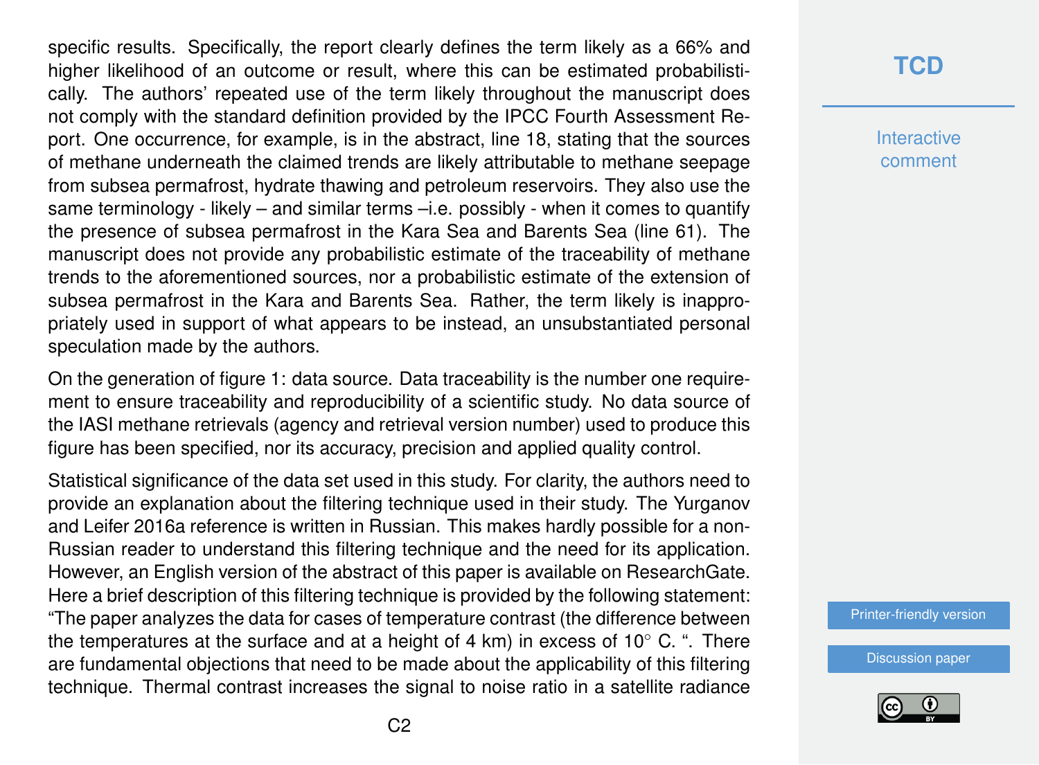specific results. Specifically, the report clearly defines the term likely as a 66% and higher likelihood of an outcome or result, where this can be estimated probabilistically. The authors' repeated use of the term likely throughout the manuscript does not comply with the standard definition provided by the IPCC Fourth Assessment Report. One occurrence, for example, is in the abstract, line 18, stating that the sources of methane underneath the claimed trends are likely attributable to methane seepage from subsea permafrost, hydrate thawing and petroleum reservoirs. They also use the same terminology - likely – and similar terms –i.e. possibly - when it comes to quantify the presence of subsea permafrost in the Kara Sea and Barents Sea (line 61). The manuscript does not provide any probabilistic estimate of the traceability of methane trends to the aforementioned sources, nor a probabilistic estimate of the extension of subsea permafrost in the Kara and Barents Sea. Rather, the term likely is inappropriately used in support of what appears to be instead, an unsubstantiated personal speculation made by the authors.

On the generation of figure 1: data source. Data traceability is the number one requirement to ensure traceability and reproducibility of a scientific study. No data source of the IASI methane retrievals (agency and retrieval version number) used to produce this figure has been specified, nor its accuracy, precision and applied quality control.

Statistical significance of the data set used in this study. For clarity, the authors need to provide an explanation about the filtering technique used in their study. The Yurganov and Leifer 2016a reference is written in Russian. This makes hardly possible for a non-Russian reader to understand this filtering technique and the need for its application. However, an English version of the abstract of this paper is available on ResearchGate. Here a brief description of this filtering technique is provided by the following statement: "The paper analyzes the data for cases of temperature contrast (the difference between the temperatures at the surface and at a height of 4 km) in excess of 10° C. ". There are fundamental objections that need to be made about the applicability of this filtering technique. Thermal contrast increases the signal to noise ratio in a satellite radiance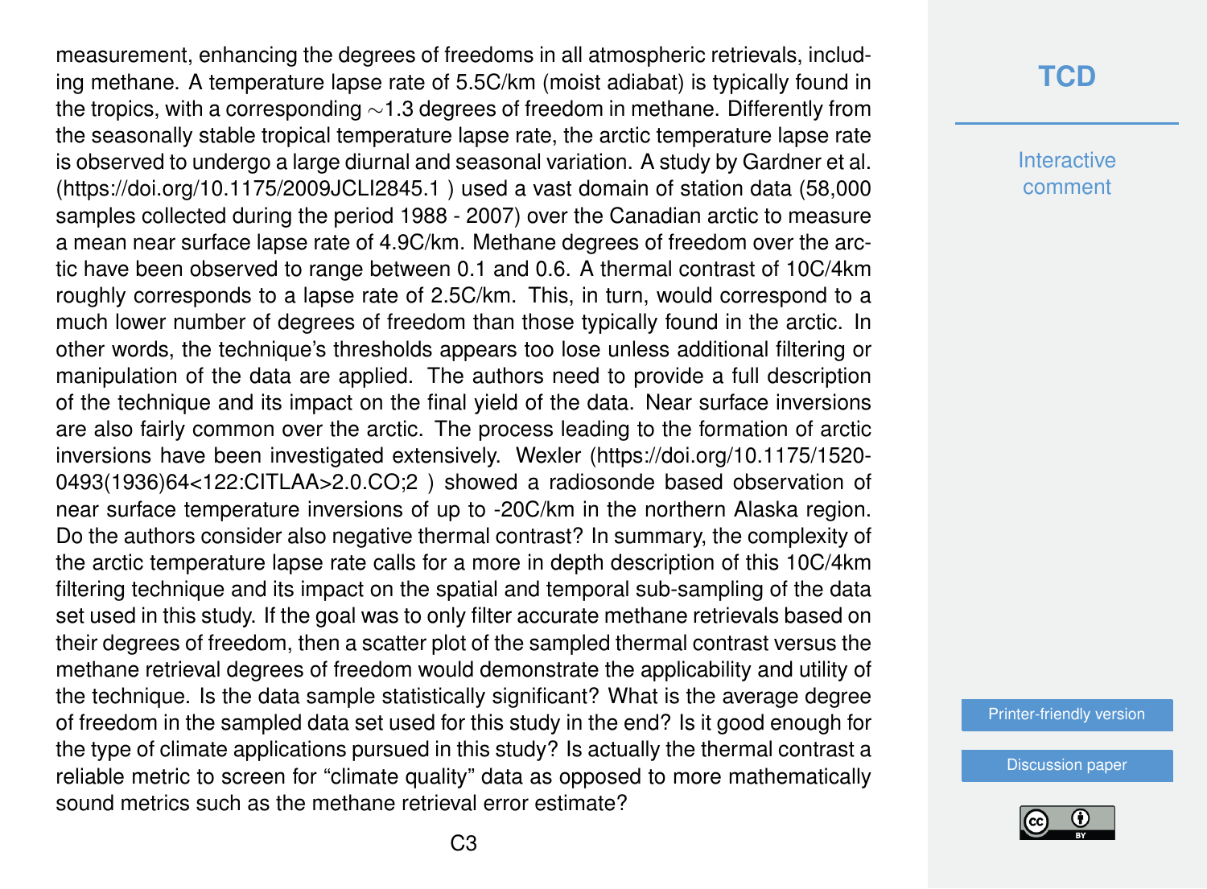measurement, enhancing the degrees of freedoms in all atmospheric retrievals, including methane. A temperature lapse rate of 5.5C/km (moist adiabat) is typically found in the tropics, with a corresponding ∼1.3 degrees of freedom in methane. Differently from the seasonally stable tropical temperature lapse rate, the arctic temperature lapse rate is observed to undergo a large diurnal and seasonal variation. A study by Gardner et al. (https://doi.org/10.1175/2009JCLI2845.1 ) used a vast domain of station data (58,000 samples collected during the period 1988 - 2007) over the Canadian arctic to measure a mean near surface lapse rate of 4.9C/km. Methane degrees of freedom over the arctic have been observed to range between 0.1 and 0.6. A thermal contrast of 10C/4km roughly corresponds to a lapse rate of 2.5C/km. This, in turn, would correspond to a much lower number of degrees of freedom than those typically found in the arctic. In other words, the technique's thresholds appears too lose unless additional filtering or manipulation of the data are applied. The authors need to provide a full description of the technique and its impact on the final yield of the data. Near surface inversions are also fairly common over the arctic. The process leading to the formation of arctic inversions have been investigated extensively. Wexler (https://doi.org/10.1175/1520-0493(1936)64<122:CITLAA>2.0.CO;2 ) showed a radiosonde based observation of near surface temperature inversions of up to -20C/km in the northern Alaska region. Do the authors consider also negative thermal contrast? In summary, the complexity of the arctic temperature lapse rate calls for a more in depth description of this 10C/4km filtering technique and its impact on the spatial and temporal sub-sampling of the data set used in this study. If the goal was to only filter accurate methane retrievals based on their degrees of freedom, then a scatter plot of the sampled thermal contrast versus the methane retrieval degrees of freedom would demonstrate the applicability and utility of the technique. Is the data sample statistically significant? What is the average degree of freedom in the sampled data set used for this study in the end? Is it good enough for the type of climate applications pursued in this study? Is actually the thermal contrast a reliable metric to screen for "climate quality" data as opposed to more mathematically sound metrics such as the methane retrieval error estimate?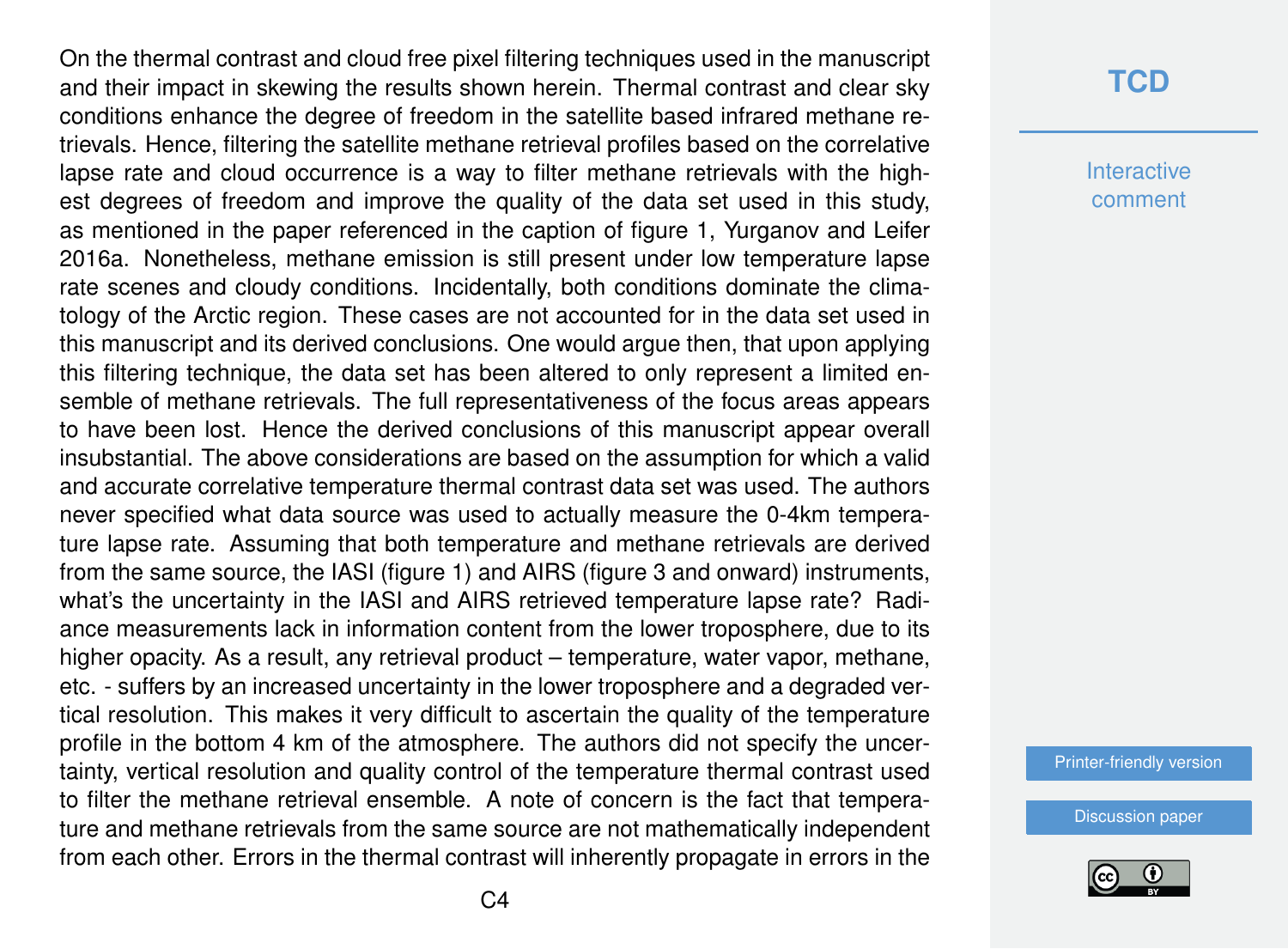On the thermal contrast and cloud free pixel filtering techniques used in the manuscript and their impact in skewing the results shown herein. Thermal contrast and clear sky conditions enhance the degree of freedom in the satellite based infrared methane retrievals. Hence, filtering the satellite methane retrieval profiles based on the correlative lapse rate and cloud occurrence is a way to filter methane retrievals with the highest degrees of freedom and improve the quality of the data set used in this study, as mentioned in the paper referenced in the caption of figure 1, Yurganov and Leifer 2016a. Nonetheless, methane emission is still present under low temperature lapse rate scenes and cloudy conditions. Incidentally, both conditions dominate the climatology of the Arctic region. These cases are not accounted for in the data set used in this manuscript and its derived conclusions. One would argue then, that upon applying this filtering technique, the data set has been altered to only represent a limited ensemble of methane retrievals. The full representativeness of the focus areas appears to have been lost. Hence the derived conclusions of this manuscript appear overall insubstantial. The above considerations are based on the assumption for which a valid and accurate correlative temperature thermal contrast data set was used. The authors never specified what data source was used to actually measure the 0-4km temperature lapse rate. Assuming that both temperature and methane retrievals are derived from the same source, the IASI (figure 1) and AIRS (figure 3 and onward) instruments, what's the uncertainty in the IASI and AIRS retrieved temperature lapse rate? Radiance measurements lack in information content from the lower troposphere, due to its higher opacity. As a result, any retrieval product – temperature, water vapor, methane, etc. - suffers by an increased uncertainty in the lower troposphere and a degraded vertical resolution. This makes it very difficult to ascertain the quality of the temperature profile in the bottom 4 km of the atmosphere. The authors did not specify the uncertainty, vertical resolution and quality control of the temperature thermal contrast used to filter the methane retrieval ensemble. A note of concern is the fact that temperature and methane retrievals from the same source are not mathematically independent from each other. Errors in the thermal contrast will inherently propagate in errors in the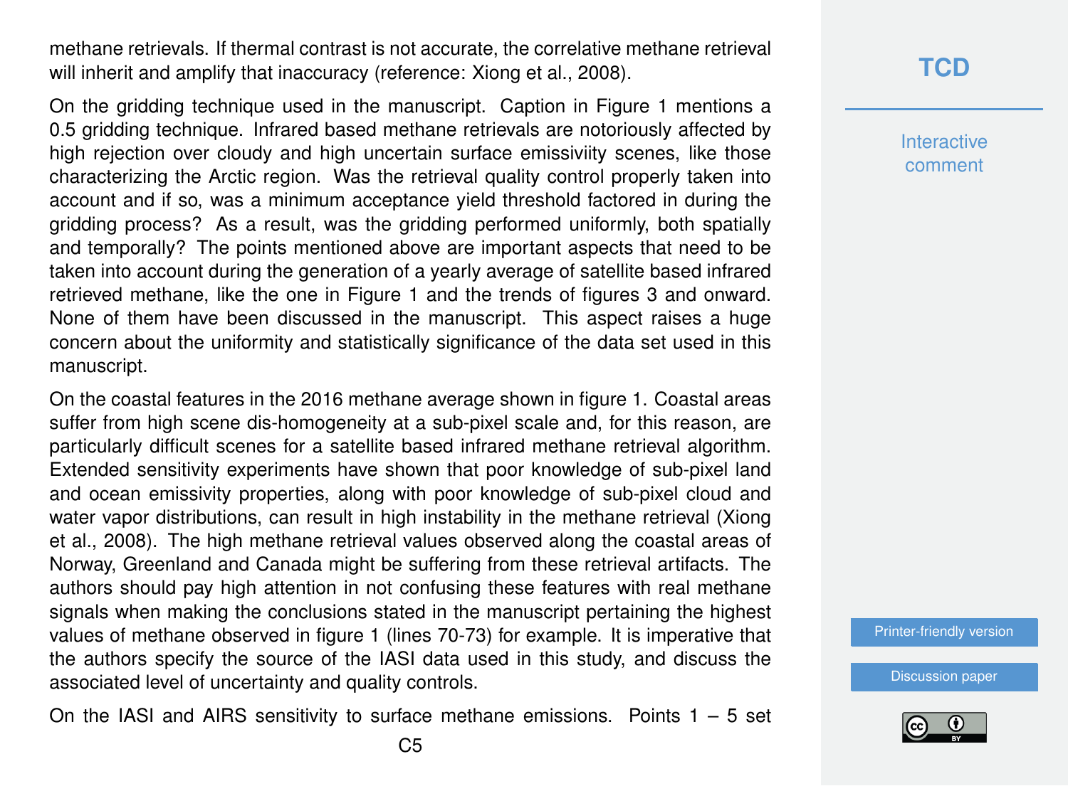methane retrievals. If thermal contrast is not accurate, the correlative methane retrieval will inherit and amplify that inaccuracy (reference: Xiong et al., 2008).

On the gridding technique used in the manuscript. Caption in Figure 1 mentions a 0.5 gridding technique. Infrared based methane retrievals are notoriously affected by high rejection over cloudy and high uncertain surface emissiviity scenes, like those characterizing the Arctic region. Was the retrieval quality control properly taken into account and if so, was a minimum acceptance yield threshold factored in during the gridding process? As a result, was the gridding performed uniformly, both spatially and temporally? The points mentioned above are important aspects that need to be taken into account during the generation of a yearly average of satellite based infrared retrieved methane, like the one in Figure 1 and the trends of figures 3 and onward. None of them have been discussed in the manuscript. This aspect raises a huge concern about the uniformity and statistically significance of the data set used in this manuscript.

On the coastal features in the 2016 methane average shown in figure 1. Coastal areas suffer from high scene dis-homogeneity at a sub-pixel scale and, for this reason, are particularly difficult scenes for a satellite based infrared methane retrieval algorithm. Extended sensitivity experiments have shown that poor knowledge of sub-pixel land and ocean emissivity properties, along with poor knowledge of sub-pixel cloud and water vapor distributions, can result in high instability in the methane retrieval (Xiong et al., 2008). The high methane retrieval values observed along the coastal areas of Norway, Greenland and Canada might be suffering from these retrieval artifacts. The authors should pay high attention in not confusing these features with real methane signals when making the conclusions stated in the manuscript pertaining the highest values of methane observed in figure 1 (lines 70-73) for example. It is imperative that the authors specify the source of the IASI data used in this study, and discuss the associated level of uncertainty and quality controls.

On the IASI and AIRS sensitivity to surface methane emissions. Points 1 – 5 set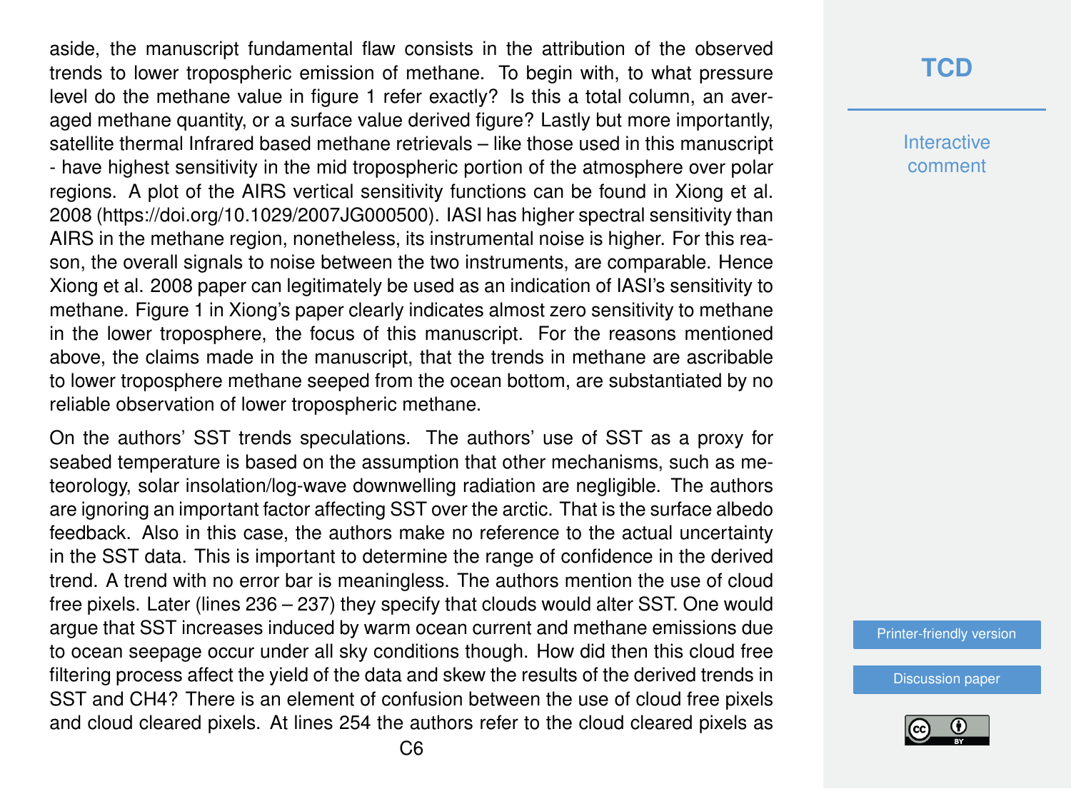aside, the manuscript fundamental flaw consists in the attribution of the observed trends to lower tropospheric emission of methane. To begin with, to what pressure level do the methane value in figure 1 refer exactly? Is this a total column, an averaged methane quantity, or a surface value derived figure? Lastly but more importantly, satellite thermal Infrared based methane retrievals – like those used in this manuscript - have highest sensitivity in the mid tropospheric portion of the atmosphere over polar regions. A plot of the AIRS vertical sensitivity functions can be found in Xiong et al. 2008 (https://doi.org/10.1029/2007JG000500). IASI has higher spectral sensitivity than AIRS in the methane region, nonetheless, its instrumental noise is higher. For this reason, the overall signals to noise between the two instruments, are comparable. Hence Xiong et al. 2008 paper can legitimately be used as an indication of IASI's sensitivity to methane. Figure 1 in Xiong's paper clearly indicates almost zero sensitivity to methane in the lower troposphere, the focus of this manuscript. For the reasons mentioned above, the claims made in the manuscript, that the trends in methane are ascribable to lower troposphere methane seeped from the ocean bottom, are substantiated by no reliable observation of lower tropospheric methane.

On the authors' SST trends speculations. The authors' use of SST as a proxy for seabed temperature is based on the assumption that other mechanisms, such as meteorology, solar insolation/log-wave downwelling radiation are negligible. The authors are ignoring an important factor affecting SST over the arctic. That is the surface albedo feedback. Also in this case, the authors make no reference to the actual uncertainty in the SST data. This is important to determine the range of confidence in the derived trend. A trend with no error bar is meaningless. The authors mention the use of cloud free pixels. Later (lines 236 – 237) they specify that clouds would alter SST. One would argue that SST increases induced by warm ocean current and methane emissions due to ocean seepage occur under all sky conditions though. How did then this cloud free filtering process affect the yield of the data and skew the results of the derived trends in SST and CH4? There is an element of confusion between the use of cloud free pixels and cloud cleared pixels. At lines 254 the authors refer to the cloud cleared pixels as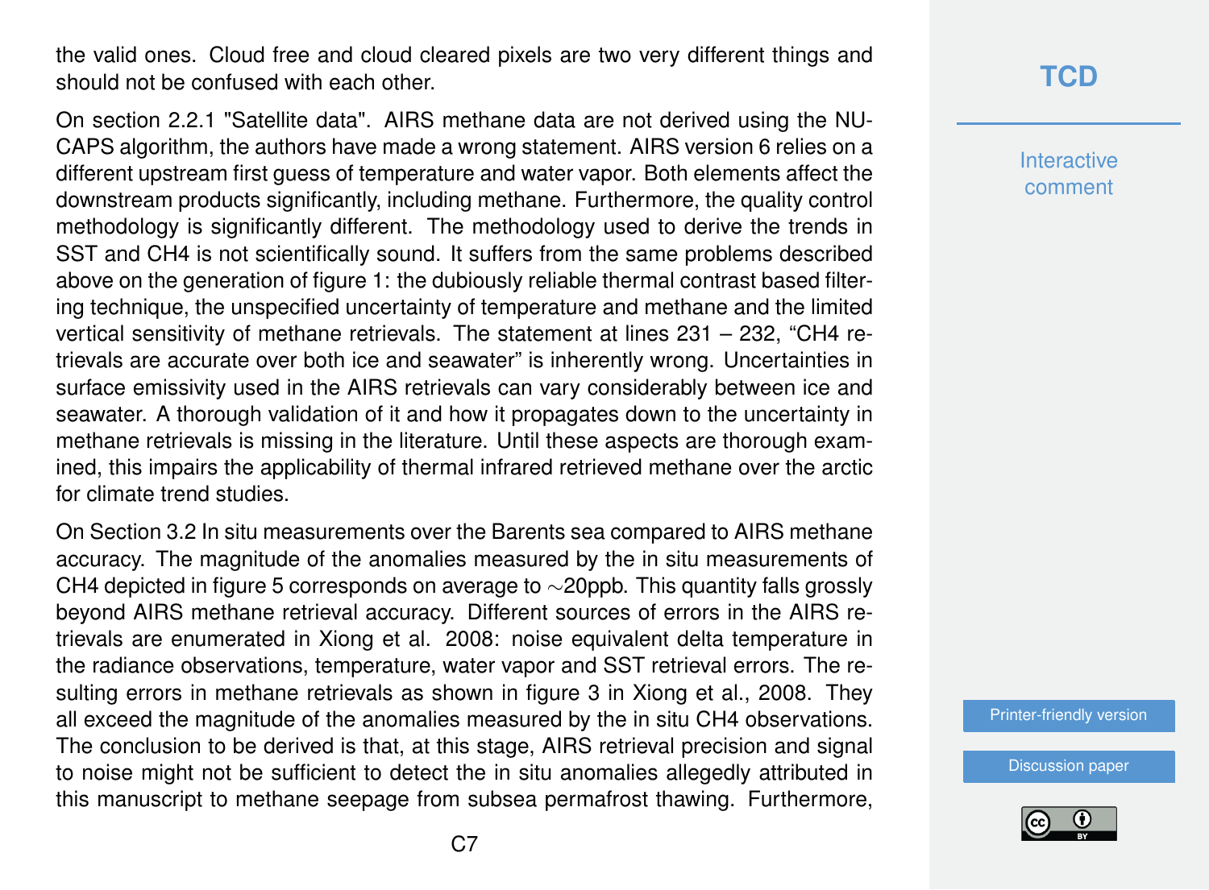the valid ones. Cloud free and cloud cleared pixels are two very different things and should not be confused with each other.

On section 2.2.1 "Satellite data". AIRS methane data are not derived using the NUCAPS algorithm, the authors have made a wrong statement. AIRS version 6 relies on a different upstream first guess of temperature and water vapor. Both elements affect the downstream products significantly, including methane. Furthermore, the quality control methodology is significantly different. The methodology used to derive the trends in SST and CH4 is not scientifically sound. It suffers from the same problems described above on the generation of figure 1: the dubiously reliable thermal contrast based filtering technique, the unspecified uncertainty of temperature and methane and the limited vertical sensitivity of methane retrievals. The statement at lines 231 – 232, "CH4 retrievals are accurate over both ice and seawater" is inherently wrong. Uncertainties in surface emissivity used in the AIRS retrievals can vary considerably between ice and seawater. A thorough validation of it and how it propagates down to the uncertainty in methane retrievals is missing in the literature. Until these aspects are thorough examined, this impairs the applicability of thermal infrared retrieved methane over the arctic for climate trend studies.

On Section 3.2 In situ measurements over the Barents sea compared to AIRS methane accuracy. The magnitude of the anomalies measured by the in situ measurements of CH4 depicted in figure 5 corresponds on average to ~20ppb. This quantity falls grossly beyond AIRS methane retrieval accuracy. Different sources of errors in the AIRS retrievals are enumerated in Xiong et al. 2008: noise equivalent delta temperature in the radiance observations, temperature, water vapor and SST retrieval errors. The resulting errors in methane retrievals as shown in figure 3 in Xiong et al., 2008. They all exceed the magnitude of the anomalies measured by the in situ CH4 observations. The conclusion to be derived is that, at this stage, AIRS retrieval precision and signal to noise might not be sufficient to detect the in situ anomalies allegedly attributed in this manuscript to methane seepage from subsea permafrost thawing. Furthermore,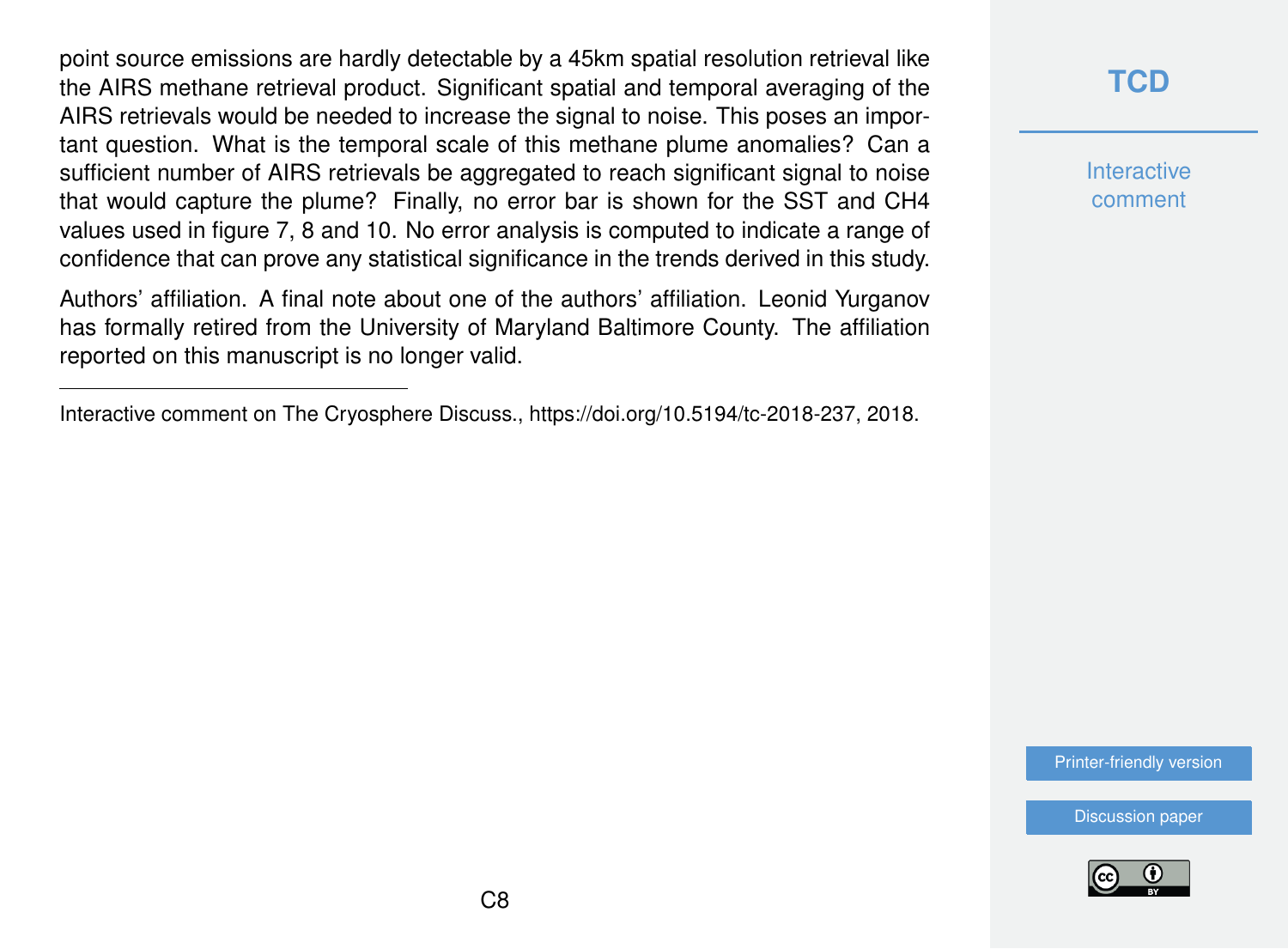point source emissions are hardly detectable by a 45km spatial resolution retrieval like the AIRS methane retrieval product. Significant spatial and temporal averaging of the AIRS retrievals would be needed to increase the signal to noise. This poses an important question. What is the temporal scale of this methane plume anomalies? Can a sufficient number of AIRS retrievals be aggregated to reach significant signal to noise that would capture the plume? Finally, no error bar is shown for the SST and CH4 values used in figure 7, 8 and 10. No error analysis is computed to indicate a range of confidence that can prove any statistical significance in the trends derived in this study.

Authors' affiliation. A final note about one of the authors' affiliation. Leonid Yurganov has formally retired from the University of Maryland Baltimore County. The affiliation reported on this manuscript is no longer valid.

---

Interactive comment on The Cryosphere Discuss., https://doi.org/10.5194/tc-2018-237, 2018.